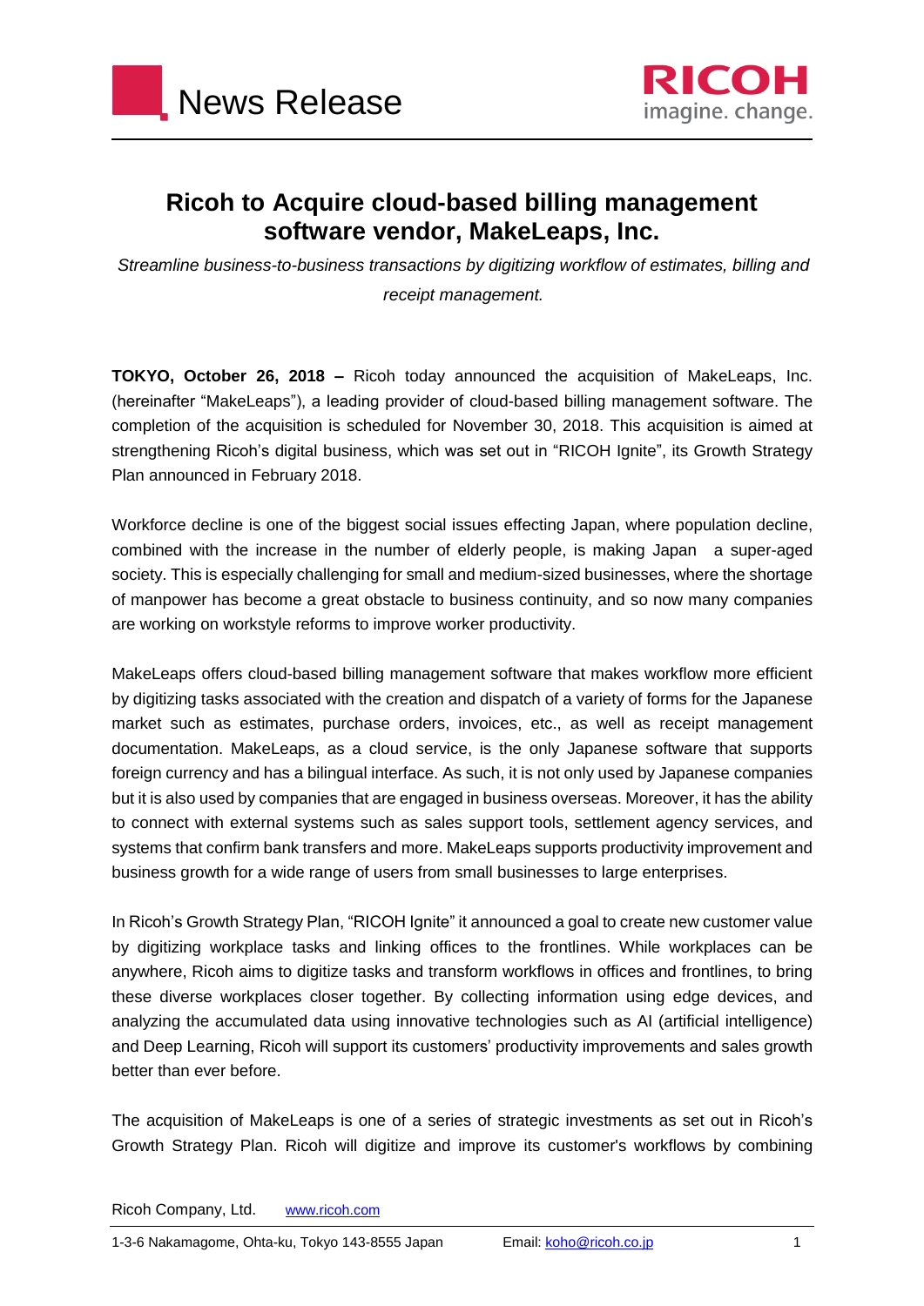News Release

# Ricoh to Acquire cloud-based billing management software vendor, MakeLeaps, Inc.

*Streamline business-to-business transactions by digitizing workflow of estimates, billing and receipt management.*

**TOKYO, October 26, 2018 –** Ricoh today announced the acquisition of MakeLeaps, Inc. (hereinafter "MakeLeaps"), a leading provider of cloud-based billing management software. The completion of the acquisition is scheduled for November 30, 2018. This acquisition is aimed at strengthening Ricoh's digital business, which was set out in "RICOH Ignite", its Growth Strategy Plan announced in February 2018.

Workforce decline is one of the biggest social issues effecting Japan, where population decline, combined with the increase in the number of elderly people, is making Japan a super-aged society. This is especially challenging for small and medium-sized businesses, where the shortage of manpower has become a great obstacle to business continuity, and so now many companies are working on workstyle reforms to improve worker productivity.

MakeLeaps offers cloud-based billing management software that makes workflow more efficient by digitizing tasks associated with the creation and dispatch of a variety of forms for the Japanese market such as estimates, purchase orders, invoices, etc., as well as receipt management documentation. MakeLeaps, as a cloud service, is the only Japanese software that supports foreign currency and has a bilingual interface. As such, it is not only used by Japanese companies but it is also used by companies that are engaged in business overseas. Moreover, it has the ability to connect with external systems such as sales support tools, settlement agency services, and systems that confirm bank transfers and more. MakeLeaps supports productivity improvement and business growth for a wide range of users from small businesses to large enterprises.

In Ricoh's Growth Strategy Plan, "RICOH Ignite" it announced a goal to create new customer value by digitizing workplace tasks and linking offices to the frontlines. While workplaces can be anywhere, Ricoh aims to digitize tasks and transform workflows in offices and frontlines, to bring these diverse workplaces closer together. By collecting information using edge devices, and analyzing the accumulated data using innovative technologies such as AI (artificial intelligence) and Deep Learning, Ricoh will support its customers' productivity improvements and sales growth better than ever before.

The acquisition of MakeLeaps is one of a series of strategic investments as set out in Ricoh's Growth Strategy Plan. Ricoh will digitize and improve its customer's workflows by combining

Ricoh Company, Ltd. www.ricoh.com

1-3-6 Nakamagome, Ohta-ku, Tokyo 143-8555 Japan Email: koho@ricoh.co.jp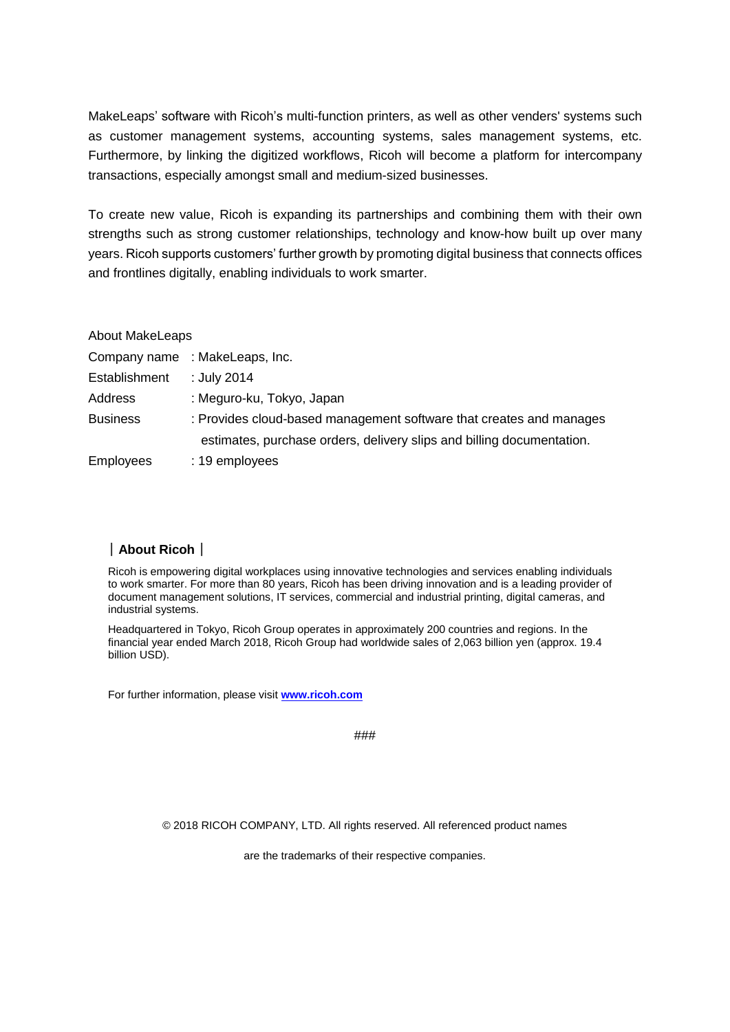MakeLeaps' software with Ricoh's multi-function printers, as well as other venders' systems such as customer management systems, accounting systems, sales management systems, etc. Furthermore, by linking the digitized workflows, Ricoh will become a platform for intercompany transactions, especially amongst small and medium-sized businesses.

To create new value, Ricoh is expanding its partnerships and combining them with their own strengths such as strong customer relationships, technology and know-how built up over many years. Ricoh supports customers' further growth by promoting digital business that connects offices and frontlines digitally, enabling individuals to work smarter.

About MakeLeaps

| | |
|---|---|
| Company name | : MakeLeaps, Inc. |
| Establishment | : July 2014 |
| Address | : Meguro-ku, Tokyo, Japan |
| Business | : Provides cloud-based management software that creates and manages estimates, purchase orders, delivery slips and billing documentation. |
| Employees | : 19 employees |

**| About Ricoh |**

Ricoh is empowering digital workplaces using innovative technologies and services enabling individuals to work smarter. For more than 80 years, Ricoh has been driving innovation and is a leading provider of document management solutions, IT services, commercial and industrial printing, digital cameras, and industrial systems.

Headquartered in Tokyo, Ricoh Group operates in approximately 200 countries and regions. In the financial year ended March 2018, Ricoh Group had worldwide sales of 2,063 billion yen (approx. 19.4 billion USD).

For further information, please visit **www.ricoh.com**

###

© 2018 RICOH COMPANY, LTD. All rights reserved. All referenced product names

are the trademarks of their respective companies.